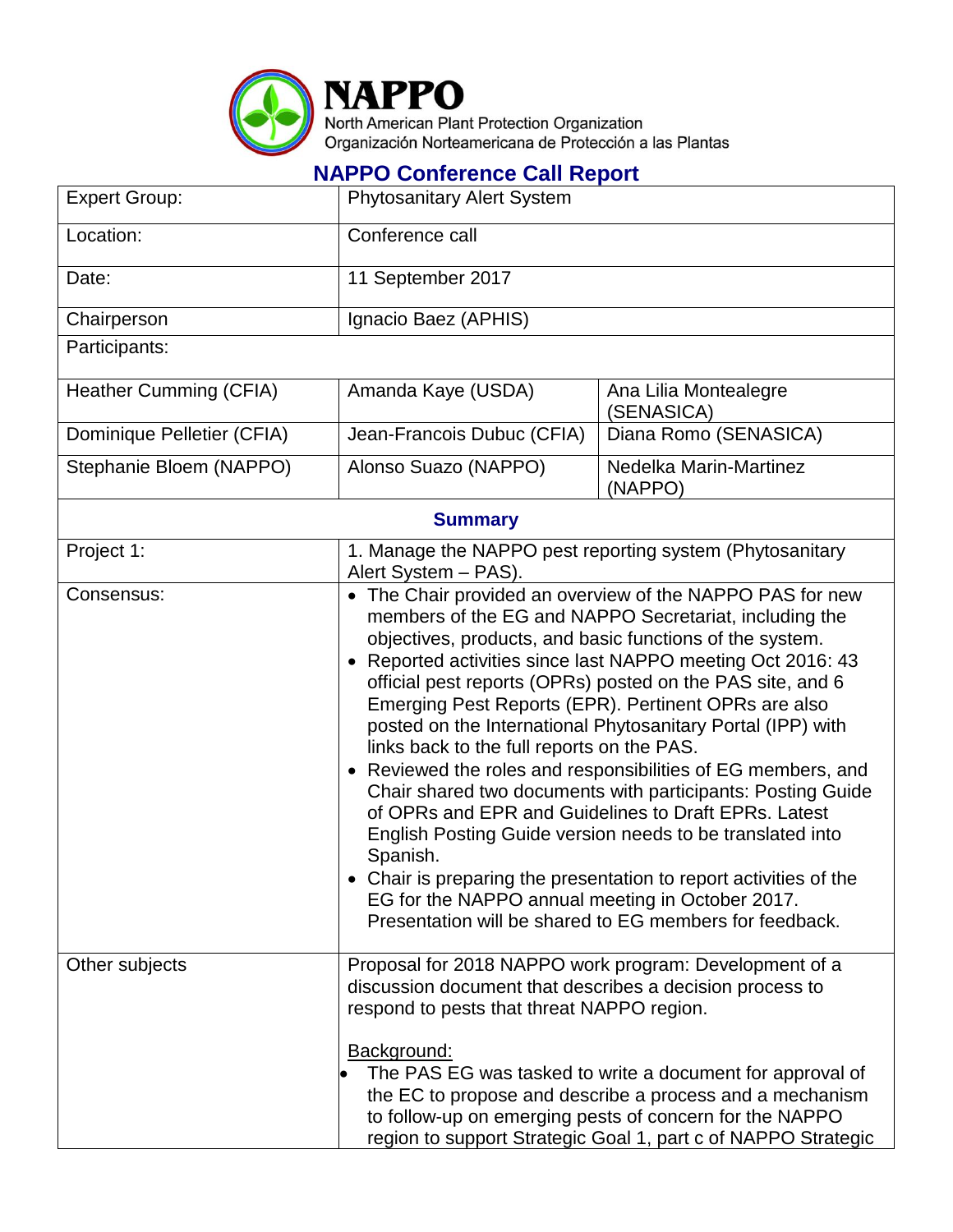**NAPPO**
North American Plant Protection Organization
Organización Norteamericana de Protección a las Plantas

## NAPPO Conference Call Report

| Expert Group: | Phytosanitary Alert System | |
|---|---|---|
| Location: | Conference call | |
| Date: | 11 September 2017 | |
| Chairperson | Ignacio Baez (APHIS) | |
| Participants: | | |
| Heather Cumming (CFIA) | Amanda Kaye (USDA) | Ana Lilia Montealegre (SENASICA) |
| Dominique Pelletier (CFIA) | Jean-Francois Dubuc (CFIA) | Diana Romo (SENASICA) |
| Stephanie Bloem (NAPPO) | Alonso Suazo (NAPPO) | Nedelka Marin-Martinez (NAPPO) |
| **Summary** | | |
| Project 1: | 1. Manage the NAPPO pest reporting system (Phytosanitary Alert System – PAS). | |
| Consensus: | • The Chair provided an overview of the NAPPO PAS for new members of the EG and NAPPO Secretariat, including the objectives, products, and basic functions of the system.<br>• Reported activities since last NAPPO meeting Oct 2016: 43 official pest reports (OPRs) posted on the PAS site, and 6 Emerging Pest Reports (EPR). Pertinent OPRs are also posted on the International Phytosanitary Portal (IPP) with links back to the full reports on the PAS.<br>• Reviewed the roles and responsibilities of EG members, and Chair shared two documents with participants: Posting Guide of OPRs and EPR and Guidelines to Draft EPRs. Latest English Posting Guide version needs to be translated into Spanish.<br>• Chair is preparing the presentation to report activities of the EG for the NAPPO annual meeting in October 2017. Presentation will be shared to EG members for feedback. | |
| Other subjects | Proposal for 2018 NAPPO work program: Development of a discussion document that describes a decision process to respond to pests that threat NAPPO region.<br><br><u>Background:</u><br>• The PAS EG was tasked to write a document for approval of the EC to propose and describe a process and a mechanism to follow-up on emerging pests of concern for the NAPPO region to support Strategic Goal 1, part c of NAPPO Strategic | |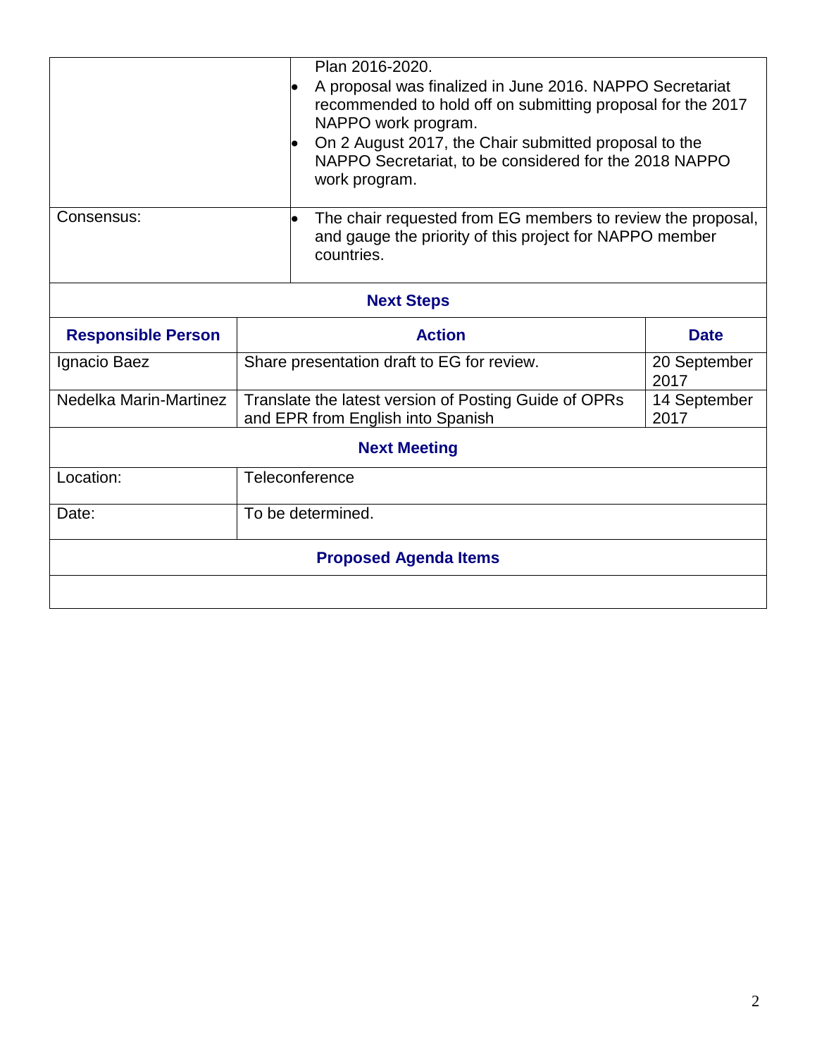| | |
|---|---|
| | Plan 2016-2020.<br>• A proposal was finalized in June 2016. NAPPO Secretariat recommended to hold off on submitting proposal for the 2017 NAPPO work program.<br>• On 2 August 2017, the Chair submitted proposal to the NAPPO Secretariat, to be considered for the 2018 NAPPO work program. |
| Consensus: | • The chair requested from EG members to review the proposal, and gauge the priority of this project for NAPPO member countries. |

**Next Steps**

| Responsible Person | Action | Date |
|---|---|---|
| Ignacio Baez | Share presentation draft to EG for review. | 20 September 2017 |
| Nedelka Marin-Martinez | Translate the latest version of Posting Guide of OPRs and EPR from English into Spanish | 14 September 2017 |

**Next Meeting**

| | |
|---|---|
| Location: | Teleconference |
| Date: | To be determined. |

**Proposed Agenda Items**